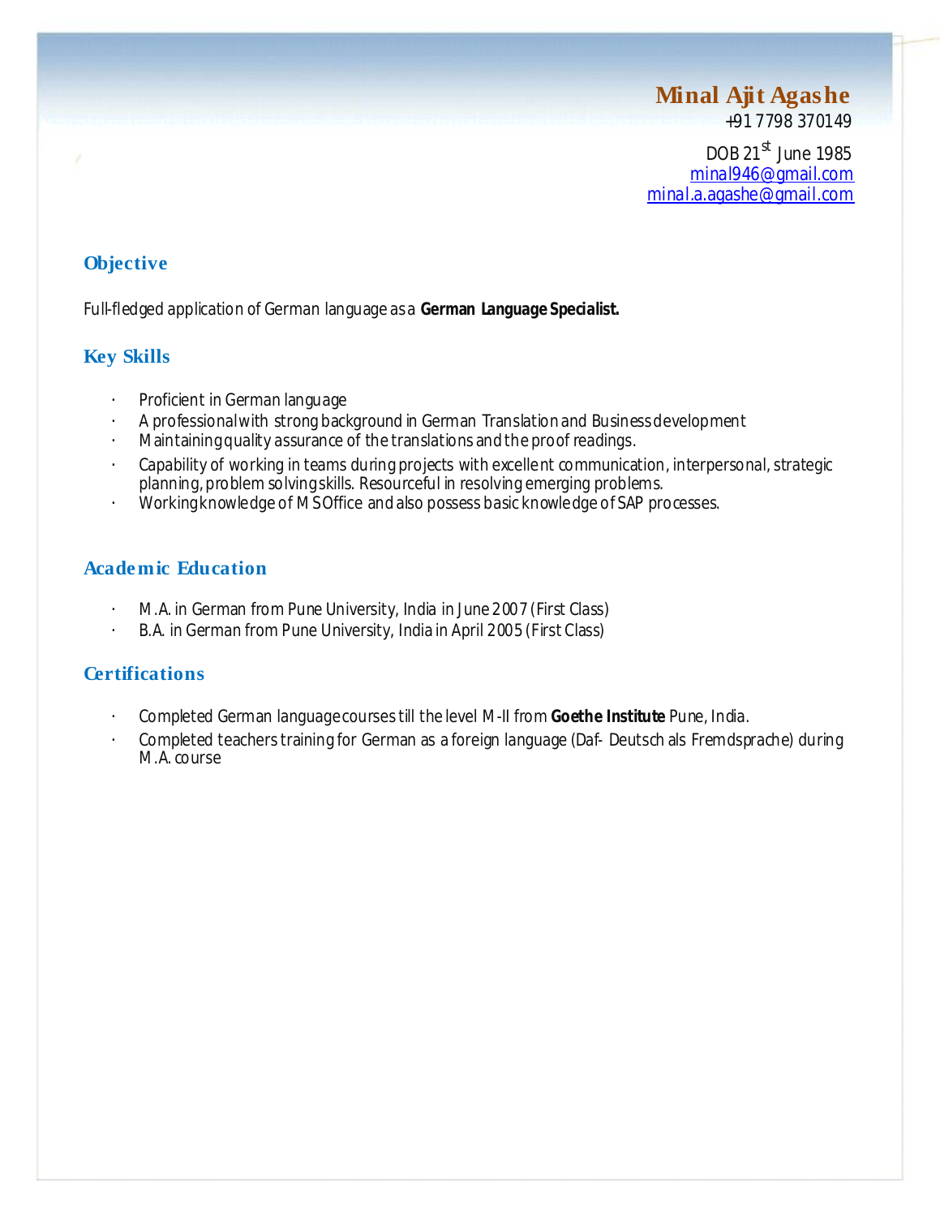# Minal Ajit Agashe

+91 7798 370149

DOB 21st June 1985

minal946@gmail.com

minal.a.agashe@gmail.com

## Objective

Full-fledged application of German language as a **German Language Specialist.**

## Key Skills

- Proficient in German language
- A professional with strong background in German Translation and Business development
- Maintaining quality assurance of the translations and the proof readings.
- Capability of working in teams during projects with excellent communication, interpersonal, strategic planning, problem solving skills. Resourceful in resolving emerging problems.
- Working knowledge of MS Office and also possess basic knowledge of SAP processes.

## Academic Education

- M.A. in German from Pune University, India in June 2007 (First Class)
- B.A. in German from Pune University, India in April 2005 (First Class)

## Certifications

- Completed German language courses till the level M-II from **Goethe Institute** Pune, India.
- Completed teachers training for German as a foreign language (Daf- Deutsch als Fremdsprache) during M.A. course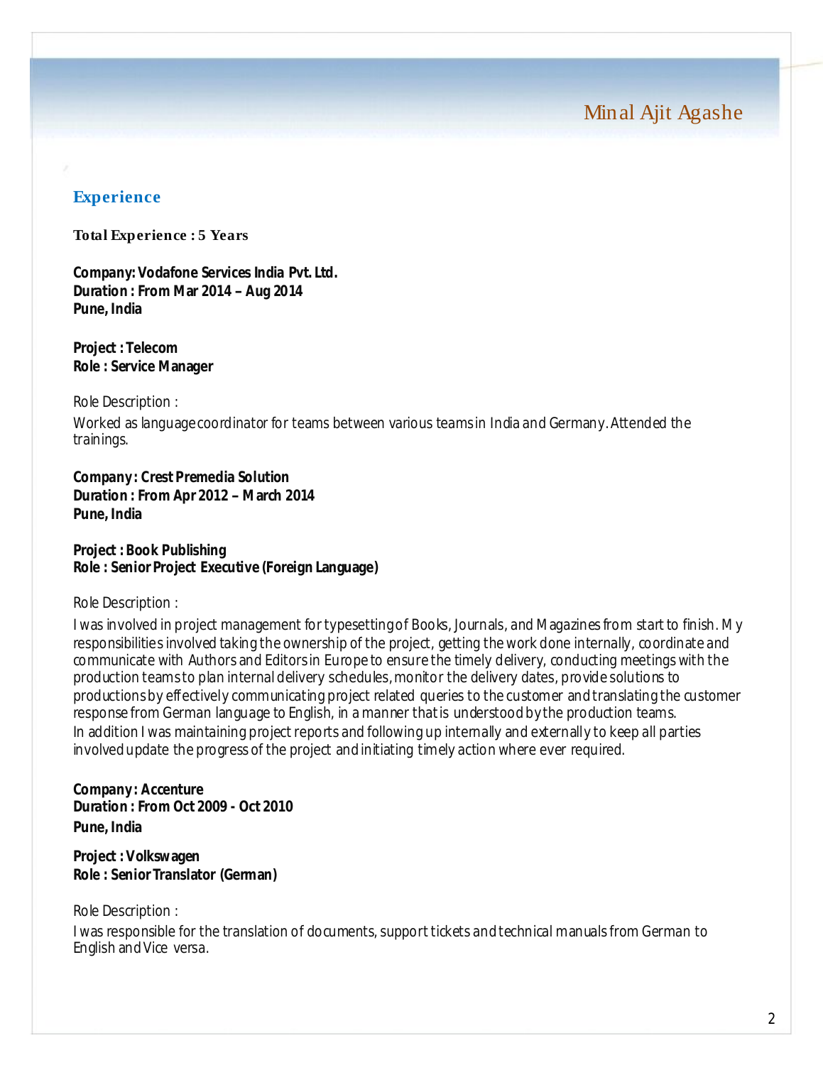Minal Ajit Agashe

## Experience

**Total Experience : 5 Years**

**Company: Vodafone Services India Pvt. Ltd.**
**Duration : From Mar 2014 – Aug 2014**
**Pune, India**

**Project : Telecom**
**Role : Service Manager**

Role Description :

Worked as language coordinator for teams between various teams in India and Germany. Attended the trainings.

**Company : Crest Premedia Solution**
**Duration : From Apr 2012 – March 2014**
**Pune, India**

**Project : Book Publishing**
**Role : Senior Project Executive (Foreign Language)**

Role Description :

I was involved in project management for typesetting of Books, Journals, and Magazines from start to finish. My responsibilities involved taking the ownership of the project, getting the work done internally, coordinate and communicate with Authors and Editors in Europe to ensure the timely delivery, conducting meetings with the production teams to plan internal delivery schedules, monitor the delivery dates, provide solutions to productions by effectively communicating project related queries to the customer and translating the customer response from German language to English, in a manner that is understood by the production teams.
In addition I was maintaining project reports and following up internally and externally to keep all parties involved update the progress of the project and initiating timely action where ever required.

**Company : Accenture**
**Duration : From Oct 2009 - Oct 2010**
**Pune, India**

**Project : Volkswagen**
**Role : Senior Translator (German)**

Role Description :

I was responsible for the translation of documents, support tickets and technical manuals from German to English and Vice versa.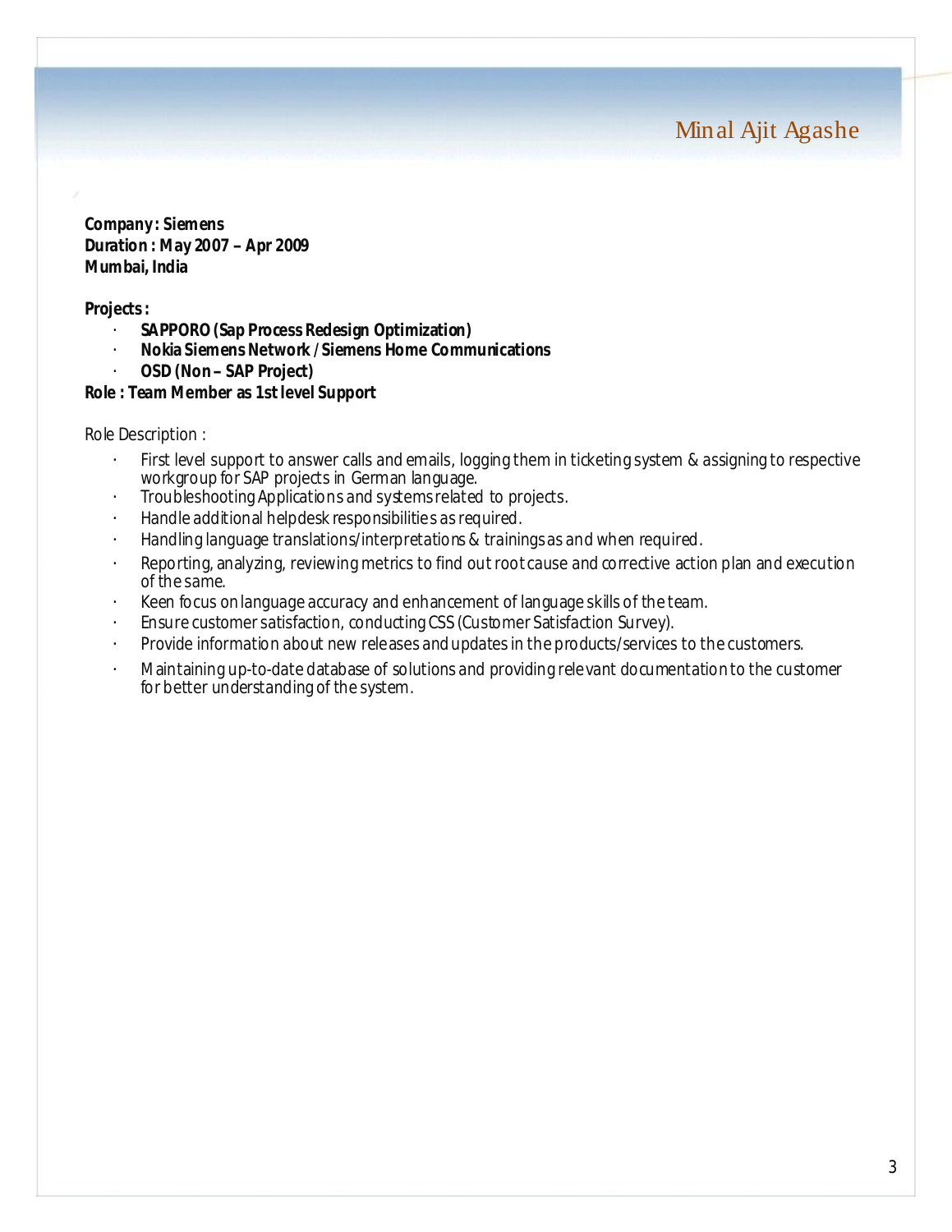**Company : Siemens**
**Duration : May 2007 – Apr 2009**
**Mumbai, India**

**Projects :**

- **SAPPORO (Sap Process Redesign Optimization)**
- **Nokia Siemens Network / Siemens Home Communications**
- **OSD (Non – SAP Project)**

**Role : Team Member as 1st level Support**

Role Description :

- First level support to answer calls and emails, logging them in ticketing system & assigning to respective workgroup for SAP projects in German language.
- Troubleshooting Applications and systems related to projects.
- Handle additional helpdesk responsibilities as required.
- Handling language translations/interpretations & trainings as and when required.
- Reporting, analyzing, reviewing metrics to find out root cause and corrective action plan and execution of the same.
- Keen focus on language accuracy and enhancement of language skills of the team.
- Ensure customer satisfaction, conducting CSS (Customer Satisfaction Survey).
- Provide information about new releases and updates in the products/services to the customers.
- Maintaining up-to-date database of solutions and providing relevant documentation to the customer for better understanding of the system.